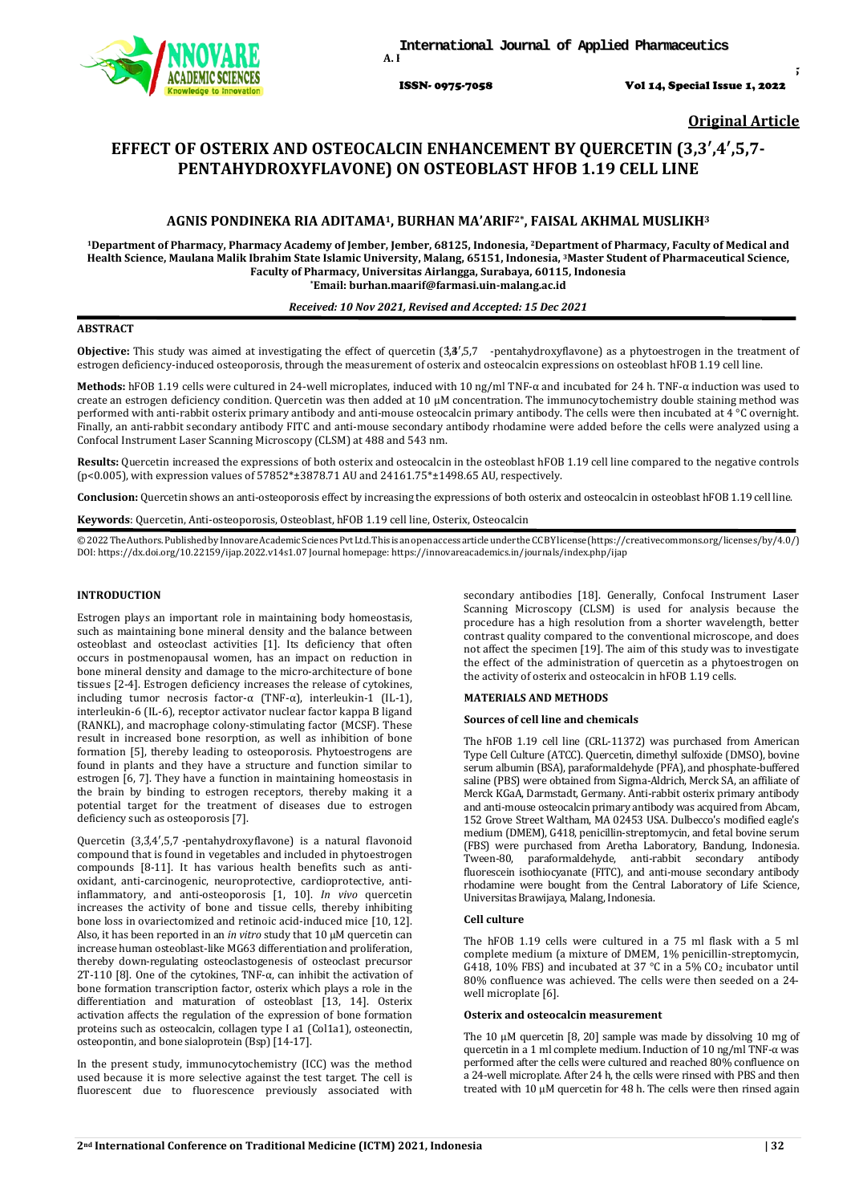Original Article

# EFFECT OF OSTERIX AND OSTEOCALCIN ENHANCEMENT BY QUERCETIN (3,3′,4′,5,7-PENTAHYDROXYFLAVONE) ON OSTEOBLAST HFOB 1.19 CELL LINE

**AGNIS PONDINEKA RIA ADITAMA[1], BURHAN MA'ARIF[2*], FAISAL AKHMAL MUSLIKH[3]**

[1]Department of Pharmacy, Pharmacy Academy of Jember, Jember, 68125, Indonesia, [2]Department of Pharmacy, Faculty of Medical and Health Science, Maulana Malik Ibrahim State Islamic University, Malang, 65151, Indonesia, [3]Master Student of Pharmaceutical Science, Faculty of Pharmacy, Universitas Airlangga, Surabaya, 60115, Indonesia
[*]Email: burhan.maarif@farmasi.uin-malang.ac.id

*Received: 10 Nov 2021, Revised and Accepted: 15 Dec 2021*

## ABSTRACT

**Objective:** This study was aimed at investigating the effect of quercetin (3,3′,4′,5,7-pentahydroxyflavone) as a phytoestrogen in the treatment of estrogen deficiency-induced osteoporosis, through the measurement of osterix and osteocalcin expressions on osteoblast hFOB 1.19 cell line.

**Methods:** hFOB 1.19 cells were cultured in 24-well microplates, induced with 10 ng/ml TNF-α and incubated for 24 h. TNF-α induction was used to create an estrogen deficiency condition. Quercetin was then added at 10 µM concentration. The immunocytochemistry double staining method was performed with anti-rabbit osterix primary antibody and anti-mouse osteocalcin primary antibody. The cells were then incubated at 4 °C overnight. Finally, an anti-rabbit secondary antibody FITC and anti-mouse secondary antibody rhodamine were added before the cells were analyzed using a Confocal Instrument Laser Scanning Microscopy (CLSM) at 488 and 543 nm.

**Results:** Quercetin increased the expressions of both osterix and osteocalcin in the osteoblast hFOB 1.19 cell line compared to the negative controls ($p<0.005$), with expression values of 57852*±3878.71 AU and 24161.75*±1498.65 AU, respectively.

**Conclusion:** Quercetin shows an anti-osteoporosis effect by increasing the expressions of both osterix and osteocalcin in osteoblast hFOB 1.19 cell line.

**Keywords**: Quercetin, Anti-osteoporosis, Osteoblast, hFOB 1.19 cell line, Osterix, Osteocalcin

© 2022 The Authors. Published by Innovare Academic Sciences Pvt Ltd. This is an open access article under the CC BY license (https://creativecommons.org/licenses/by/4.0/)
DOI: https://dx.doi.org/10.22159/ijap.2022.v14s1.07 Journal homepage: https://innovareacademics.in/journals/index.php/ijap

## INTRODUCTION

Estrogen plays an important role in maintaining body homeostasis, such as maintaining bone mineral density and the balance between osteoblast and osteoclast activities [1]. Its deficiency that often occurs in postmenopausal women, has an impact on reduction in bone mineral density and damage to the micro-architecture of bone tissues [2-4]. Estrogen deficiency increases the release of cytokines, including tumor necrosis factor-α (TNF-α), interleukin-1 (IL-1), interleukin-6 (IL-6), receptor activator nuclear factor kappa B ligand (RANKL), and macrophage colony-stimulating factor (MCSF). These result in increased bone resorption, as well as inhibition of bone formation [5], thereby leading to osteoporosis. Phytoestrogens are found in plants and they have a structure and function similar to estrogen [6, 7]. They have a function in maintaining homeostasis in the brain by binding to estrogen receptors, thereby making it a potential target for the treatment of diseases due to estrogen deficiency such as osteoporosis [7].

Quercetin (3,3,4′,5,7 -pentahydroxyflavone) is a natural flavonoid compound that is found in vegetables and included in phytoestrogen compounds [8-11]. It has various health benefits such as anti-oxidant, anti-carcinogenic, neuroprotective, cardioprotective, anti-inflammatory, and anti-osteoporosis [1, 10]. *In vivo* quercetin increases the activity of bone and tissue cells, thereby inhibiting bone loss in ovariectomized and retinoic acid-induced mice [10, 12]. Also, it has been reported in an *in vitro* study that 10 µM quercetin can increase human osteoblast-like MG63 differentiation and proliferation, thereby down-regulating osteoclastogenesis of osteoclast precursor 2T-110 [8]. One of the cytokines, TNF-α, can inhibit the activation of bone formation transcription factor, osterix which plays a role in the differentiation and maturation of osteoblast [13, 14]. Osterix activation affects the regulation of the expression of bone formation proteins such as osteocalcin, collagen type I a1 (Col1a1), osteonectin, osteopontin, and bone sialoprotein (Bsp) [14-17].

In the present study, immunocytochemistry (ICC) was the method used because it is more selective against the test target. The cell is fluorescent due to fluorescence previously associated with secondary antibodies [18]. Generally, Confocal Instrument Laser Scanning Microscopy (CLSM) is used for analysis because the procedure has a high resolution from a shorter wavelength, better contrast quality compared to the conventional microscope, and does not affect the specimen [19]. The aim of this study was to investigate the effect of the administration of quercetin as a phytoestrogen on the activity of osterix and osteocalcin in hFOB 1.19 cells.

## MATERIALS AND METHODS

### Sources of cell line and chemicals

The hFOB 1.19 cell line (CRL-11372) was purchased from American Type Cell Culture (ATCC). Quercetin, dimethyl sulfoxide (DMSO), bovine serum albumin (BSA), paraformaldehyde (PFA), and phosphate-buffered saline (PBS) were obtained from Sigma-Aldrich, Merck SA, an affiliate of Merck KGaA, Darmstadt, Germany. Anti-rabbit osterix primary antibody and anti-mouse osteocalcin primary antibody was acquired from Abcam, 152 Grove Street Waltham, MA 02453 USA. Dulbecco's modified eagle's medium (DMEM), G418, penicillin-streptomycin, and fetal bovine serum (FBS) were purchased from Aretha Laboratory, Bandung, Indonesia. Tween-80, paraformaldehyde, anti-rabbit secondary antibody fluorescein isothiocyanate (FITC), and anti-mouse secondary antibody rhodamine were bought from the Central Laboratory of Life Science, Universitas Brawijaya, Malang, Indonesia.

### Cell culture

The hFOB 1.19 cells were cultured in a 75 ml flask with a 5 ml complete medium (a mixture of DMEM, 1% penicillin-streptomycin, G418, 10% FBS) and incubated at 37 °C in a 5% $CO_2$ incubator until 80% confluence was achieved. The cells were then seeded on a 24-well microplate [6].

### Osterix and osteocalcin measurement

The 10 µM quercetin [8, 20] sample was made by dissolving 10 mg of quercetin in a 1 ml complete medium. Induction of 10 ng/ml TNF-α was performed after the cells were cultured and reached 80% confluence on a 24-well microplate. After 24 h, the cells were rinsed with PBS and then treated with 10 µM quercetin for 48 h. The cells were then rinsed again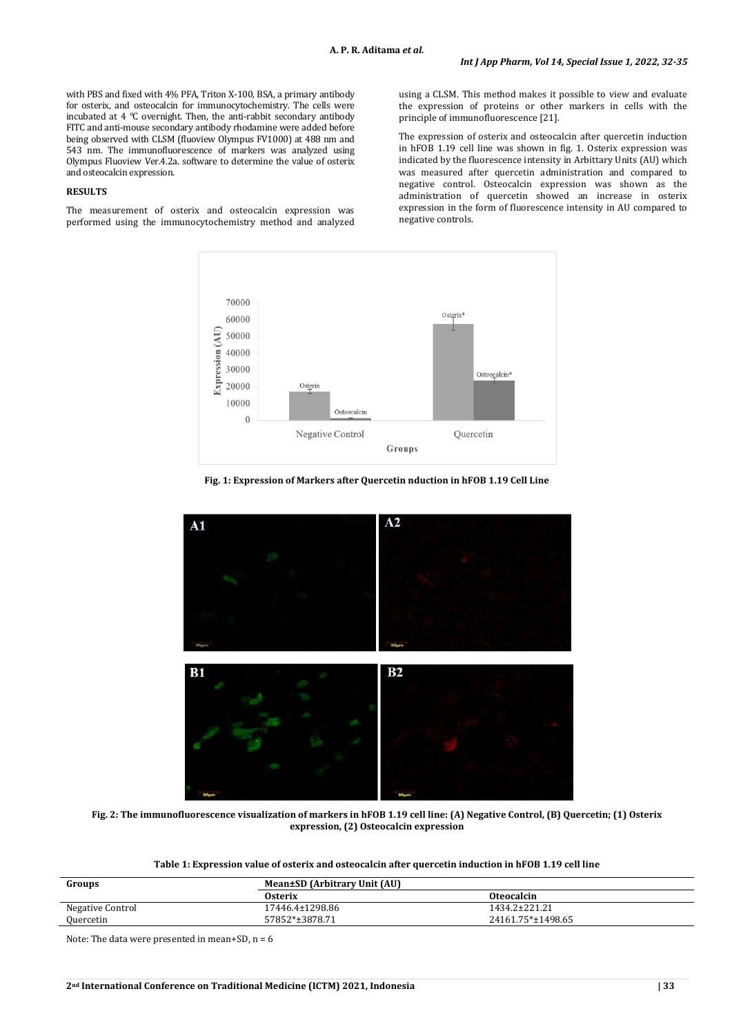with PBS and fixed with 4% PFA, Triton X-100, BSA, a primary antibody for osterix, and osteocalcin for immunocytochemistry. The cells were incubated at 4 °C overnight. Then, the anti-rabbit secondary antibody FITC and anti-mouse secondary antibody rhodamine were added before being observed with CLSM (fluoview Olympus FV1000) at 488 nm and 543 nm. The immunofluorescence of markers was analyzed using Olympus Fluoview Ver.4.2a. software to determine the value of osterix and osteocalcin expression.

## RESULTS

The measurement of osterix and osteocalcin expression was performed using the immunocytochemistry method and analyzed using a CLSM. This method makes it possible to view and evaluate the expression of proteins or other markers in cells with the principle of immunofluorescence [21].

The expression of osterix and osteocalcin after quercetin induction in hFOB 1.19 cell line was shown in fig. 1. Osterix expression was indicated by the fluorescence intensity in Arbittary Units (AU) which was measured after quercetin administration and compared to negative control. Osteocalcin expression was shown as the administration of quercetin showed an increase in osterix expression in the form of fluorescence intensity in AU compared to negative controls.

**Fig. 1: Expression of Markers after Quercetin nduction in hFOB 1.19 Cell Line**

**Fig. 2: The immunofluorescence visualization of markers in hFOB 1.19 cell line: (A) Negative Control, (B) Quercetin; (1) Osterix expression, (2) Osteocalcin expression**

**Table 1: Expression value of osterix and osteocalcin after quercetin induction in hFOB 1.19 cell line**

| Groups | Mean±SD (Arbitrary Unit (AU) | |
|---|---|---|
| | **Osterix** | **Oteocalcin** |
| Negative Control | 17446.4±1298.86 | 1434.2±221.21 |
| Quercetin | 57852*±3878.71 | 24161.75*±1498.65 |

Note: The data were presented in mean+SD, n = 6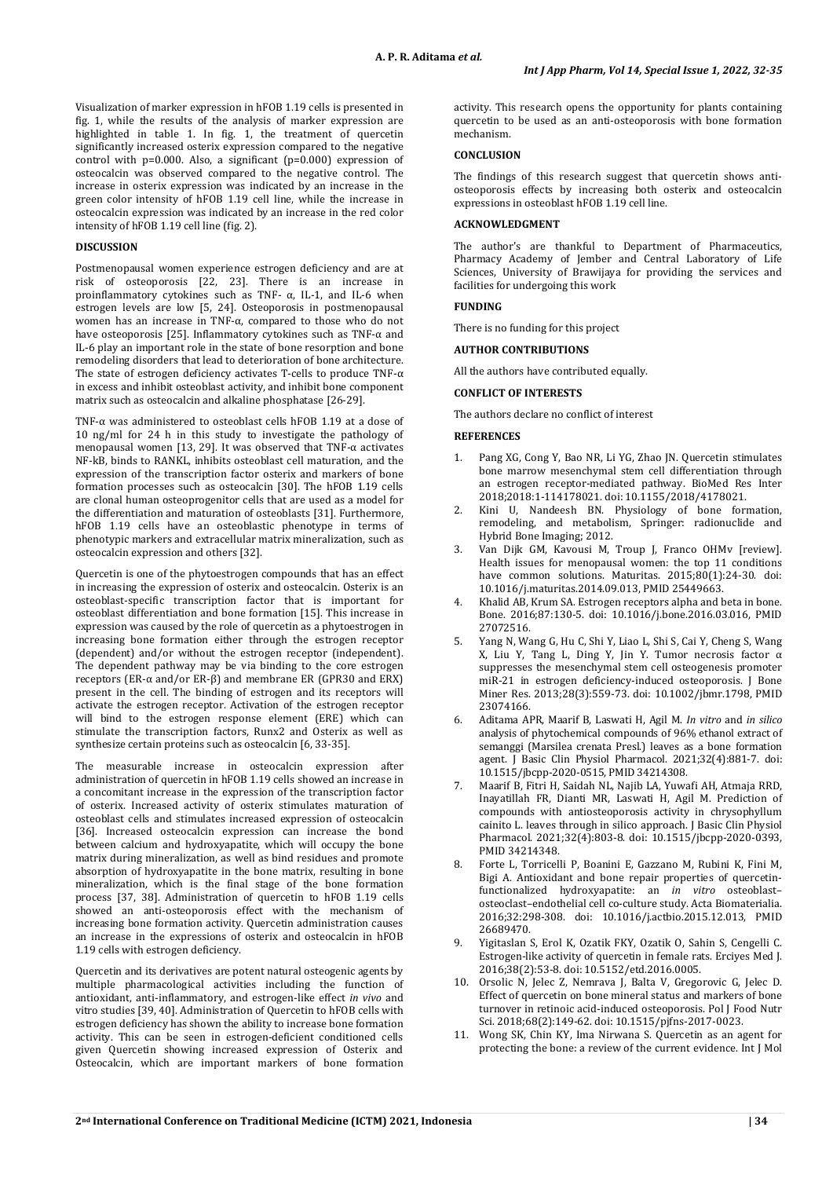Visualization of marker expression in hFOB 1.19 cells is presented in fig. 1, while the results of the analysis of marker expression are highlighted in table 1. In fig. 1, the treatment of quercetin significantly increased osterix expression compared to the negative control with p=0.000. Also, a significant (p=0.000) expression of osteocalcin was observed compared to the negative control. The increase in osterix expression was indicated by an increase in the green color intensity of hFOB 1.19 cell line, while the increase in osteocalcin expression was indicated by an increase in the red color intensity of hFOB 1.19 cell line (fig. 2).

## DISCUSSION

Postmenopausal women experience estrogen deficiency and are at risk of osteoporosis [22, 23]. There is an increase in proinflammatory cytokines such as TNF- α, IL-1, and IL-6 when estrogen levels are low [5, 24]. Osteoporosis in postmenopausal women has an increase in TNF-α, compared to those who do not have osteoporosis [25]. Inflammatory cytokines such as TNF-α and IL-6 play an important role in the state of bone resorption and bone remodeling disorders that lead to deterioration of bone architecture. The state of estrogen deficiency activates T-cells to produce TNF-α in excess and inhibit osteoblast activity, and inhibit bone component matrix such as osteocalcin and alkaline phosphatase [26-29].

TNF-α was administered to osteoblast cells hFOB 1.19 at a dose of 10 ng/ml for 24 h in this study to investigate the pathology of menopausal women [13, 29]. It was observed that TNF-α activates NF-kB, binds to RANKL, inhibits osteoblast cell maturation, and the expression of the transcription factor osterix and markers of bone formation processes such as osteocalcin [30]. The hFOB 1.19 cells are clonal human osteoprogenitor cells that are used as a model for the differentiation and maturation of osteoblasts [31]. Furthermore, hFOB 1.19 cells have an osteoblastic phenotype in terms of phenotypic markers and extracellular matrix mineralization, such as osteocalcin expression and others [32].

Quercetin is one of the phytoestrogen compounds that has an effect in increasing the expression of osterix and osteocalcin. Osterix is an osteoblast-specific transcription factor that is important for osteoblast differentiation and bone formation [15]. This increase in expression was caused by the role of quercetin as a phytoestrogen in increasing bone formation either through the estrogen receptor (dependent) and/or without the estrogen receptor (independent). The dependent pathway may be via binding to the core estrogen receptors (ER-α and/or ER-β) and membrane ER (GPR30 and ERX) present in the cell. The binding of estrogen and its receptors will activate the estrogen receptor. Activation of the estrogen receptor will bind to the estrogen response element (ERE) which can stimulate the transcription factors, Runx2 and Osterix as well as synthesize certain proteins such as osteocalcin [6, 33-35].

The measurable increase in osteocalcin expression after administration of quercetin in hFOB 1.19 cells showed an increase in a concomitant increase in the expression of the transcription factor of osterix. Increased activity of osterix stimulates maturation of osteoblast cells and stimulates increased expression of osteocalcin [36]. Increased osteocalcin expression can increase the bond between calcium and hydroxyapatite, which will occupy the bone matrix during mineralization, as well as bind residues and promote absorption of hydroxyapatite in the bone matrix, resulting in bone mineralization, which is the final stage of the bone formation process [37, 38]. Administration of quercetin to hFOB 1.19 cells showed an anti-osteoporosis effect with the mechanism of increasing bone formation activity. Quercetin administration causes an increase in the expressions of osterix and osteocalcin in hFOB 1.19 cells with estrogen deficiency.

Quercetin and its derivatives are potent natural osteogenic agents by multiple pharmacological activities including the function of antioxidant, anti-inflammatory, and estrogen-like effect *in vivo* and vitro studies [39, 40]. Administration of Quercetin to hFOB cells with estrogen deficiency has shown the ability to increase bone formation activity. This can be seen in estrogen-deficient conditioned cells given Quercetin showing increased expression of Osterix and Osteocalcin, which are important markers of bone formation activity. This research opens the opportunity for plants containing quercetin to be used as an anti-osteoporosis with bone formation mechanism.

## CONCLUSION

The findings of this research suggest that quercetin shows anti-osteoporosis effects by increasing both osterix and osteocalcin expressions in osteoblast hFOB 1.19 cell line.

## ACKNOWLEDGMENT

The author's are thankful to Department of Pharmaceutics, Pharmacy Academy of Jember and Central Laboratory of Life Sciences, University of Brawijaya for providing the services and facilities for undergoing this work

## FUNDING

There is no funding for this project

## AUTHOR CONTRIBUTIONS

All the authors have contributed equally.

## CONFLICT OF INTERESTS

The authors declare no conflict of interest

## REFERENCES

1. Pang XG, Cong Y, Bao NR, Li YG, Zhao JN. Quercetin stimulates bone marrow mesenchymal stem cell differentiation through an estrogen receptor-mediated pathway. BioMed Res Inter 2018;2018:1-114178021. doi: 10.1155/2018/4178021.
2. Kini U, Nandeesh BN. Physiology of bone formation, remodeling, and metabolism, Springer: radionuclide and Hybrid Bone Imaging; 2012.
3. Van Dijk GM, Kavousi M, Troup J, Franco OHMv [review]. Health issues for menopausal women: the top 11 conditions have common solutions. Maturitas. 2015;80(1):24-30. doi: 10.1016/j.maturitas.2014.09.013, PMID 25449663.
4. Khalid AB, Krum SA. Estrogen receptors alpha and beta in bone. Bone. 2016;87:130-5. doi: 10.1016/j.bone.2016.03.016, PMID 27072516.
5. Yang N, Wang G, Hu C, Shi Y, Liao L, Shi S, Cai Y, Cheng S, Wang X, Liu Y, Tang L, Ding Y, Jin Y. Tumor necrosis factor α suppresses the mesenchymal stem cell osteogenesis promoter miR-21 in estrogen deficiency-induced osteoporosis. J Bone Miner Res. 2013;28(3):559-73. doi: 10.1002/jbmr.1798, PMID 23074166.
6. Aditama APR, Maarif B, Laswati H, Agil M. *In vitro* and *in silico* analysis of phytochemical compounds of 96% ethanol extract of semanggi (Marsilea crenata Presl.) leaves as a bone formation agent. J Basic Clin Physiol Pharmacol. 2021;32(4):881-7. doi: 10.1515/jbcpp-2020-0515, PMID 34214308.
7. Maarif B, Fitri H, Saidah NL, Najib LA, Yuwafi AH, Atmaja RRD, Inayatillah FR, Dianti MR, Laswati H, Agil M. Prediction of compounds with antiosteoporosis activity in chrysophyllum cainito L. leaves through in silico approach. J Basic Clin Physiol Pharmacol. 2021;32(4):803-8. doi: 10.1515/jbcpp-2020-0393, PMID 34214348.
8. Forte L, Torricelli P, Boanini E, Gazzano M, Rubini K, Fini M, Bigi A. Antioxidant and bone repair properties of quercetin-functionalized hydroxyapatite: an *in vitro* osteoblast–osteoclast–endothelial cell co-culture study. Acta Biomaterialia. 2016;32:298-308. doi: 10.1016/j.actbio.2015.12.013, PMID 26689470.
9. Yigitaslan S, Erol K, Ozatik FKY, Ozatik O, Sahin S, Cengelli C. Estrogen-like activity of quercetin in female rats. Erciyes Med J. 2016;38(2):53-8. doi: 10.5152/etd.2016.0005.
10. Orsolic N, Jelec Z, Nemrava J, Balta V, Gregorovic G, Jelec D. Effect of quercetin on bone mineral status and markers of bone turnover in retinoic acid-induced osteoporosis. Pol J Food Nutr Sci. 2018;68(2):149-62. doi: 10.1515/pjfns-2017-0023.
11. Wong SK, Chin KY, Ima Nirwana S. Quercetin as an agent for protecting the bone: a review of the current evidence. Int J Mol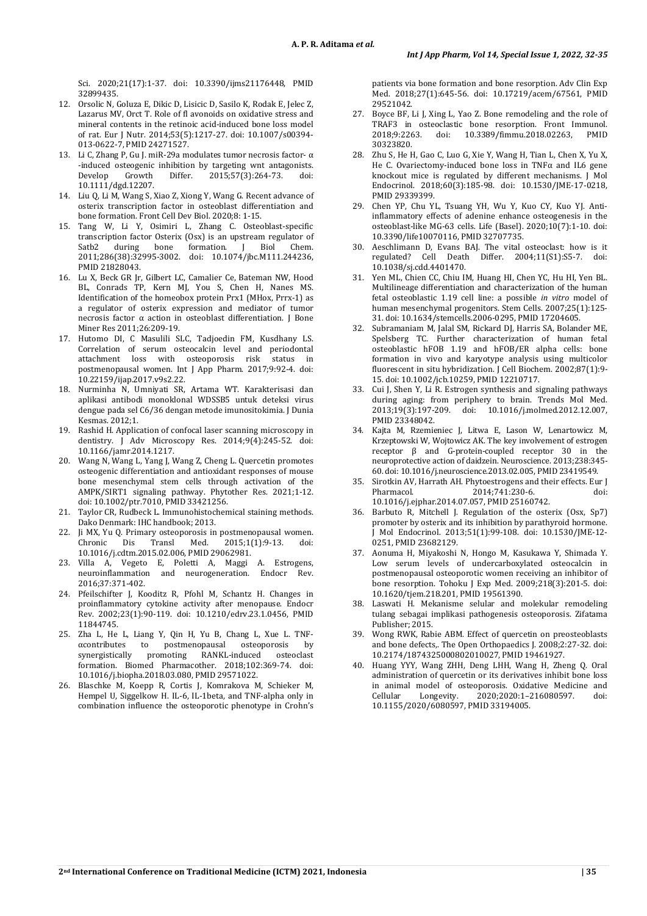Sci. 2020;21(17):1-37. doi: 10.3390/ijms21176448, PMID 32899435.

12. Orsolic N, Goluza E, Dikic D, Lisicic D, Sasilo K, Rodak E, Jelec Z, Lazarus MV, Orct T. Role of fl avonoids on oxidative stress and mineral contents in the retinoic acid-induced bone loss model of rat. Eur J Nutr. 2014;53(5):1217-27. doi: 10.1007/s00394-013-0622-7, PMID 24271527.
13. Li C, Zhang P, Gu J. miR-29a modulates tumor necrosis factor- α -induced osteogenic inhibition by targeting wnt antagonists. Develop Growth Differ. 2015;57(3):264-73. doi: 10.1111/dgd.12207.
14. Liu Q, Li M, Wang S, Xiao Z, Xiong Y, Wang G. Recent advance of osterix transcription factor in osteoblast differentiation and bone formation. Front Cell Dev Biol. 2020;8: 1-15.
15. Tang W, Li Y, Osimiri L, Zhang C. Osteoblast-specific transcription factor Osterix (Osx) is an upstream regulator of Satb2 during bone formation. J Biol Chem. 2011;286(38):32995-3002. doi: 10.1074/jbc.M111.244236, PMID 21828043.
16. Lu X, Beck GR Jr, Gilbert LC, Camalier Ce, Bateman NW, Hood BL, Conrads TP, Kern MJ, You S, Chen H, Nanes MS. Identification of the homeobox protein Prx1 (MHox, Prrx-1) as a regulator of osterix expression and mediator of tumor necrosis factor α action in osteoblast differentiation. J Bone Miner Res 2011;26:209-19.
17. Hutomo DI, C Masulili SLC, Tadjoedin FM, Kusdhany LS. Correlation of serum osteocalcin level and periodontal attachment loss with osteoporosis risk status in postmenopausal women. Int J App Pharm. 2017;9:92-4. doi: 10.22159/ijap.2017.v9s2.22.
18. Nurminha N, Umniyati SR, Artama WT. Karakterisasi dan aplikasi antibodi monoklonal WDSSB5 untuk deteksi virus dengue pada sel C6/36 dengan metode imunositokimia. J Dunia Kesmas. 2012;1.
19. Rashid H. Application of confocal laser scanning microscopy in dentistry. J Adv Microscopy Res. 2014;9(4):245-52. doi: 10.1166/jamr.2014.1217.
20. Wang N, Wang L, Yang J, Wang Z, Cheng L. Quercetin promotes osteogenic differentiation and antioxidant responses of mouse bone mesenchymal stem cells through activation of the AMPK/SIRT1 signaling pathway. Phytother Res. 2021;1-12. doi: 10.1002/ptr.7010, PMID 33421256.
21. Taylor CR, Rudbeck L. Immunohistochemical staining methods. Dako Denmark: IHC handbook; 2013.
22. Ji MX, Yu Q. Primary osteoporosis in postmenopausal women. Chronic Dis Transl Med. 2015;1(1):9-13. doi: 10.1016/j.cdtm.2015.02.006, PMID 29062981.
23. Villa A, Vegeto E, Poletti A, Maggi A. Estrogens, neuroinflammation and neurogeneration. Endocr Rev. 2016;37:371-402.
24. Pfeilschifter J, Kooditz R, Pfohl M, Schantz H. Changes in proinflammatory cytokine activity after menopause. Endocr Rev. 2002;23(1):90-119. doi: 10.1210/edrv.23.1.0456, PMID 11844745.
25. Zha L, He L, Liang Y, Qin H, Yu B, Chang L, Xue L. TNF-αcontributes to postmenopausal osteoporosis by synergistically promoting RANKL-induced osteoclast formation. Biomed Pharmacother. 2018;102:369-74. doi: 10.1016/j.biopha.2018.03.080, PMID 29571022.
26. Blaschke M, Koepp R, Cortis J, Komrakova M, Schieker M, Hempel U, Siggelkow H. IL-6, IL-1beta, and TNF-alpha only in combination influence the osteoporotic phenotype in Crohn's patients via bone formation and bone resorption. Adv Clin Exp Med. 2018;27(1):645-56. doi: 10.17219/acem/67561, PMID 29521042.
27. Boyce BF, Li J, Xing L, Yao Z. Bone remodeling and the role of TRAF3 in osteoclastic bone resorption. Front Immunol. 2018;9:2263. doi: 10.3389/fimmu.2018.02263, PMID 30323820.
28. Zhu S, He H, Gao C, Luo G, Xie Y, Wang H, Tian L, Chen X, Yu X, He C. Ovariectomy-induced bone loss in TNFα and IL6 gene knockout mice is regulated by different mechanisms. J Mol Endocrinol. 2018;60(3):185-98. doi: 10.1530/JME-17-0218, PMID 29339399.
29. Chen YP, Chu YL, Tsuang YH, Wu Y, Kuo CY, Kuo YJ. Anti-inflammatory effects of adenine enhance osteogenesis in the osteoblast-like MG-63 cells. Life (Basel). 2020;10(7):1-10. doi: 10.3390/life10070116, PMID 32707735.
30. Aeschlimann D, Evans BAJ. The vital osteoclast: how is it regulated? Cell Death Differ. 2004;11(S1):S5-7. doi: 10.1038/sj.cdd.4401470.
31. Yen ML, Chien CC, Chiu IM, Huang HI, Chen YC, Hu HI, Yen BL. Multilineage differentiation and characterization of the human fetal osteoblastic 1.19 cell line: a possible *in vitro* model of human mesenchymal progenitors. Stem Cells. 2007;25(1):125-31. doi: 10.1634/stemcells.2006-0295, PMID 17204605.
32. Subramaniam M, Jalal SM, Rickard DJ, Harris SA, Bolander ME, Spelsberg TC. Further characterization of human fetal osteoblastic hFOB 1.19 and hFOB/ER alpha cells: bone formation in vivo and karyotype analysis using multicolor fluorescent in situ hybridization. J Cell Biochem. 2002;87(1):9-15. doi: 10.1002/jcb.10259, PMID 12210717.
33. Cui J, Shen Y, Li R. Estrogen synthesis and signaling pathways during aging: from periphery to brain. Trends Mol Med. 2013;19(3):197-209. doi: 10.1016/j.molmed.2012.12.007, PMID 23348042.
34. Kajta M, Rzemieniec J, Litwa E, Lason W, Lenartowicz M, Krzeptowski W, Wojtowicz AK. The key involvement of estrogen receptor β and G-protein-coupled receptor 30 in the neuroprotective action of daidzein. Neuroscience. 2013;238:345-60. doi: 10.1016/j.neuroscience.2013.02.005, PMID 23419549.
35. Sirotkin AV, Harrath AH. Phytoestrogens and their effects. Eur J Pharmacol. 2014;741:230-6. doi: 10.1016/j.ejphar.2014.07.057, PMID 25160742.
36. Barbuto R, Mitchell J. Regulation of the osterix (Osx, Sp7) promoter by osterix and its inhibition by parathyroid hormone. J Mol Endocrinol. 2013;51(1):99-108. doi: 10.1530/JME-12-0251, PMID 23682129.
37. Aonuma H, Miyakoshi N, Hongo M, Kasukawa Y, Shimada Y. Low serum levels of undercarboxylated osteocalcin in postmenopausal osteoporotic women receiving an inhibitor of bone resorption. Tohoku J Exp Med. 2009;218(3):201-5. doi: 10.1620/tjem.218.201, PMID 19561390.
38. Laswati H. Mekanisme selular and molekular remodeling tulang sebagai implikasi pathogenesis osteoporosis. Zifatama Publisher; 2015.
39. Wong RWK, Rabie ABM. Effect of quercetin on preosteoblasts and bone defects,. The Open Orthopaedics J. 2008;2:27-32. doi: 10.2174/1874325000802010027, PMID 19461927.
40. Huang YYY, Wang ZHH, Deng LHH, Wang H, Zheng Q. Oral administration of quercetin or its derivatives inhibit bone loss in animal model of osteoporosis. Oxidative Medicine and Cellular Longevity. 2020;2020:1–216080597. doi: 10.1155/2020/6080597, PMID 33194005.